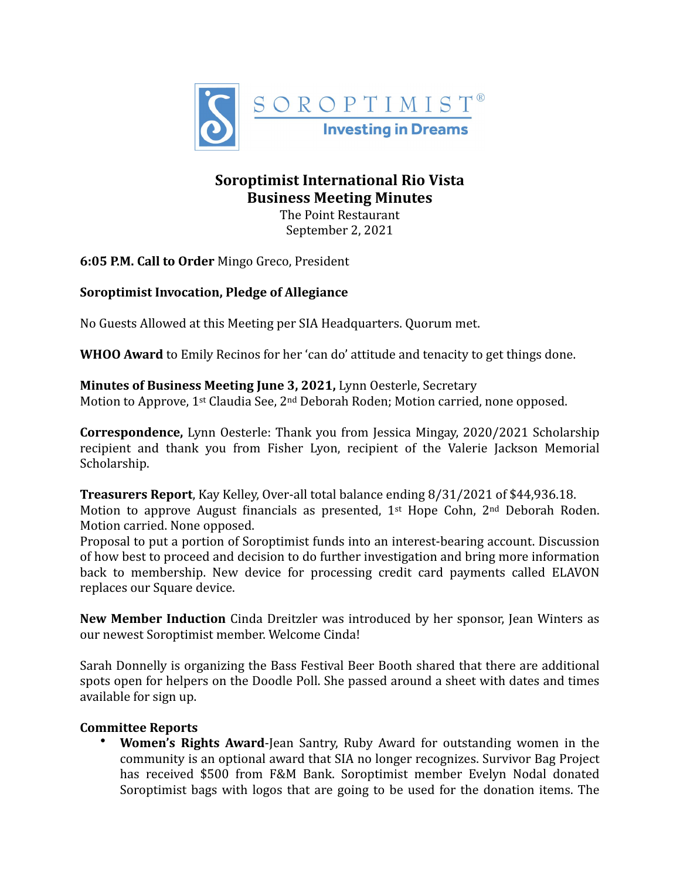# Soroptimist International Rio Vista
# Business Meeting Minutes

The Point Restaurant
September 2, 2021

**6:05 P.M. Call to Order** Mingo Greco, President

**Soroptimist Invocation, Pledge of Allegiance**

No Guests Allowed at this Meeting per SIA Headquarters. Quorum met.

**WHOO Award** to Emily Recinos for her 'can do' attitude and tenacity to get things done.

**Minutes of Business Meeting June 3, 2021,** Lynn Oesterle, Secretary
Motion to Approve, 1st Claudia See, 2nd Deborah Roden; Motion carried, none opposed.

**Correspondence,** Lynn Oesterle: Thank you from Jessica Mingay, 2020/2021 Scholarship recipient and thank you from Fisher Lyon, recipient of the Valerie Jackson Memorial Scholarship.

**Treasurers Report**, Kay Kelley, Over-all total balance ending 8/31/2021 of $44,936.18.
Motion to approve August financials as presented, 1st Hope Cohn, 2nd Deborah Roden. Motion carried. None opposed.
Proposal to put a portion of Soroptimist funds into an interest-bearing account. Discussion of how best to proceed and decision to do further investigation and bring more information back to membership. New device for processing credit card payments called ELAVON replaces our Square device.

**New Member Induction** Cinda Dreitzler was introduced by her sponsor, Jean Winters as our newest Soroptimist member. Welcome Cinda!

Sarah Donnelly is organizing the Bass Festival Beer Booth shared that there are additional spots open for helpers on the Doodle Poll. She passed around a sheet with dates and times available for sign up.

**Committee Reports**

- **Women's Rights Award**-Jean Santry, Ruby Award for outstanding women in the community is an optional award that SIA no longer recognizes. Survivor Bag Project has received $500 from F&M Bank. Soroptimist member Evelyn Nodal donated Soroptimist bags with logos that are going to be used for the donation items. The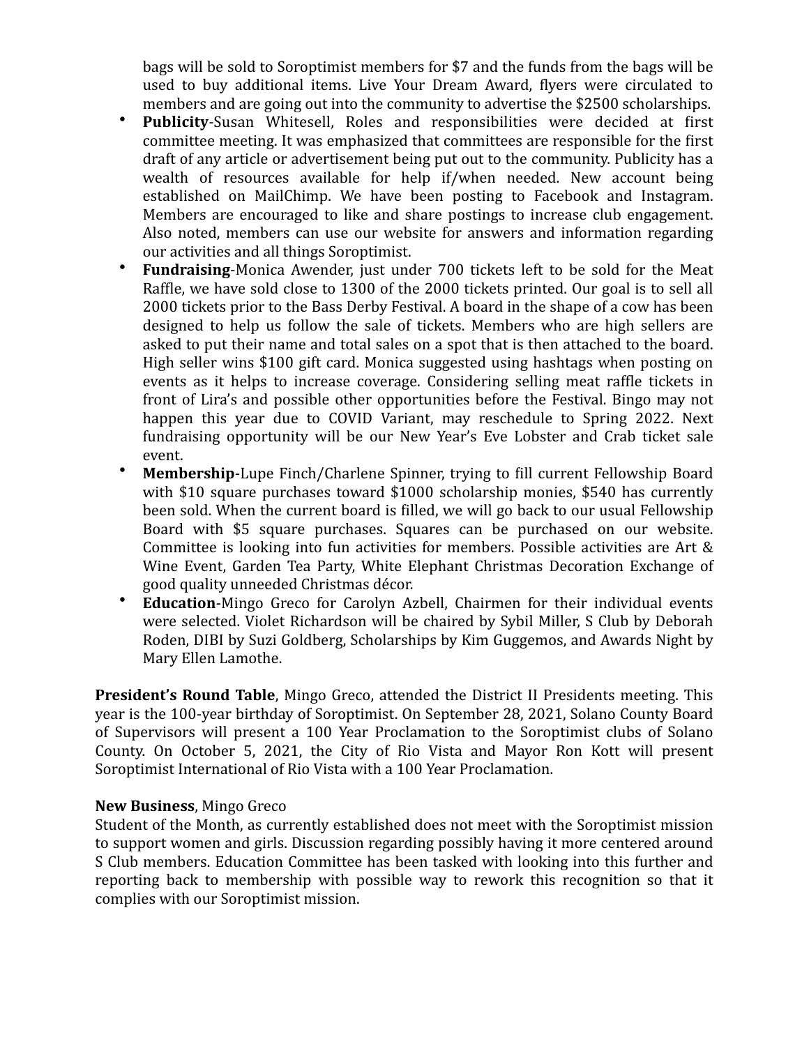bags will be sold to Soroptimist members for $7 and the funds from the bags will be used to buy additional items. Live Your Dream Award, flyers were circulated to members and are going out into the community to advertise the $2500 scholarships.

- **Publicity**-Susan Whitesell, Roles and responsibilities were decided at first committee meeting. It was emphasized that committees are responsible for the first draft of any article or advertisement being put out to the community. Publicity has a wealth of resources available for help if/when needed. New account being established on MailChimp. We have been posting to Facebook and Instagram. Members are encouraged to like and share postings to increase club engagement. Also noted, members can use our website for answers and information regarding our activities and all things Soroptimist.
- **Fundraising**-Monica Awender, just under 700 tickets left to be sold for the Meat Raffle, we have sold close to 1300 of the 2000 tickets printed. Our goal is to sell all 2000 tickets prior to the Bass Derby Festival. A board in the shape of a cow has been designed to help us follow the sale of tickets. Members who are high sellers are asked to put their name and total sales on a spot that is then attached to the board. High seller wins $100 gift card. Monica suggested using hashtags when posting on events as it helps to increase coverage. Considering selling meat raffle tickets in front of Lira's and possible other opportunities before the Festival. Bingo may not happen this year due to COVID Variant, may reschedule to Spring 2022. Next fundraising opportunity will be our New Year's Eve Lobster and Crab ticket sale event.
- **Membership**-Lupe Finch/Charlene Spinner, trying to fill current Fellowship Board with $10 square purchases toward $1000 scholarship monies, $540 has currently been sold. When the current board is filled, we will go back to our usual Fellowship Board with $5 square purchases. Squares can be purchased on our website. Committee is looking into fun activities for members. Possible activities are Art & Wine Event, Garden Tea Party, White Elephant Christmas Decoration Exchange of good quality unneeded Christmas décor.
- **Education**-Mingo Greco for Carolyn Azbell, Chairmen for their individual events were selected. Violet Richardson will be chaired by Sybil Miller, S Club by Deborah Roden, DIBI by Suzi Goldberg, Scholarships by Kim Guggemos, and Awards Night by Mary Ellen Lamothe.

**President's Round Table**, Mingo Greco, attended the District II Presidents meeting. This year is the 100-year birthday of Soroptimist. On September 28, 2021, Solano County Board of Supervisors will present a 100 Year Proclamation to the Soroptimist clubs of Solano County. On October 5, 2021, the City of Rio Vista and Mayor Ron Kott will present Soroptimist International of Rio Vista with a 100 Year Proclamation.

**New Business**, Mingo Greco
Student of the Month, as currently established does not meet with the Soroptimist mission to support women and girls. Discussion regarding possibly having it more centered around S Club members. Education Committee has been tasked with looking into this further and reporting back to membership with possible way to rework this recognition so that it complies with our Soroptimist mission.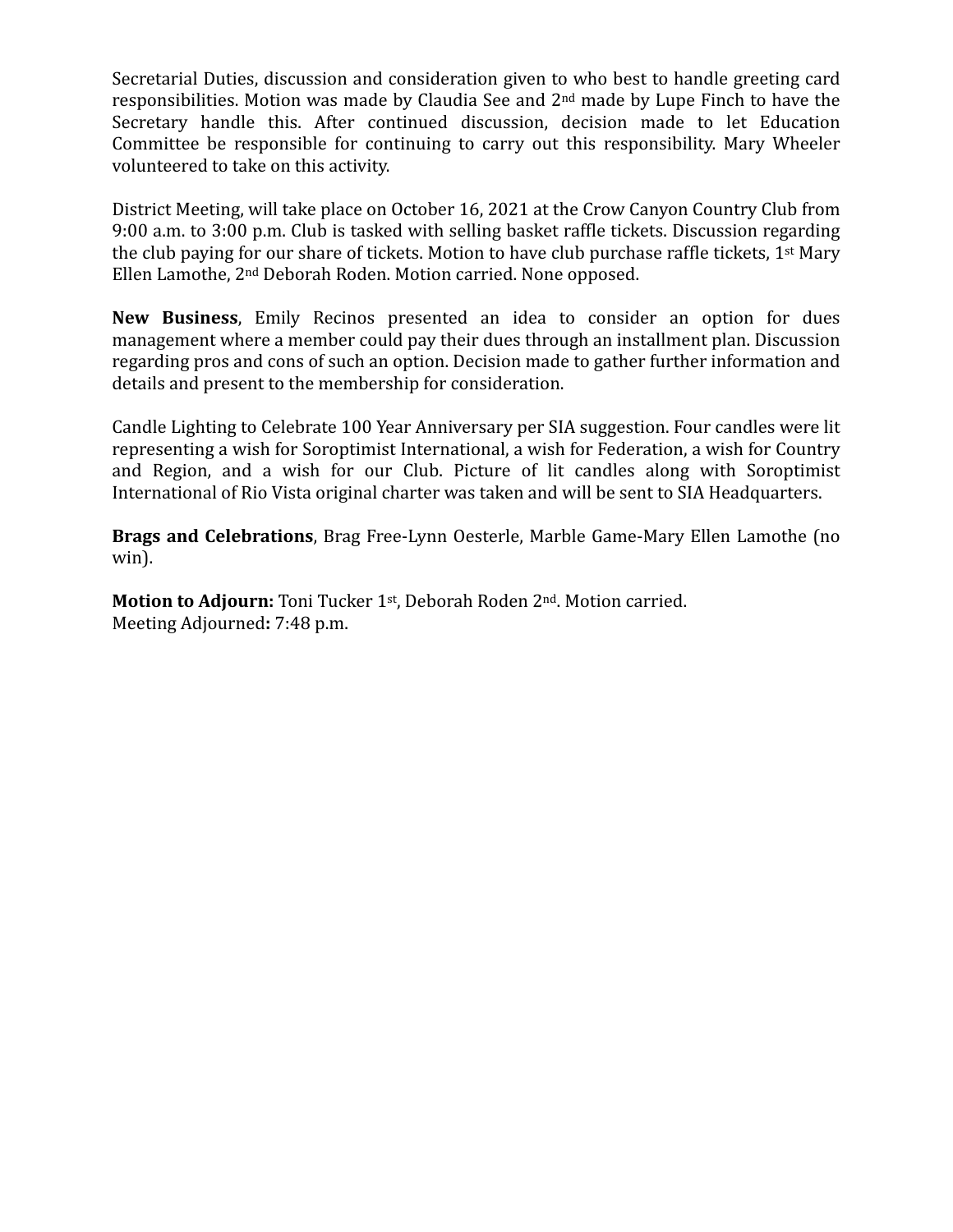Secretarial Duties, discussion and consideration given to who best to handle greeting card responsibilities. Motion was made by Claudia See and 2nd made by Lupe Finch to have the Secretary handle this. After continued discussion, decision made to let Education Committee be responsible for continuing to carry out this responsibility. Mary Wheeler volunteered to take on this activity.

District Meeting, will take place on October 16, 2021 at the Crow Canyon Country Club from 9:00 a.m. to 3:00 p.m. Club is tasked with selling basket raffle tickets. Discussion regarding the club paying for our share of tickets. Motion to have club purchase raffle tickets, 1st Mary Ellen Lamothe, 2nd Deborah Roden. Motion carried. None opposed.

**New Business**, Emily Recinos presented an idea to consider an option for dues management where a member could pay their dues through an installment plan. Discussion regarding pros and cons of such an option. Decision made to gather further information and details and present to the membership for consideration.

Candle Lighting to Celebrate 100 Year Anniversary per SIA suggestion. Four candles were lit representing a wish for Soroptimist International, a wish for Federation, a wish for Country and Region, and a wish for our Club. Picture of lit candles along with Soroptimist International of Rio Vista original charter was taken and will be sent to SIA Headquarters.

**Brags and Celebrations**, Brag Free-Lynn Oesterle, Marble Game-Mary Ellen Lamothe (no win).

**Motion to Adjourn:** Toni Tucker 1st, Deborah Roden 2nd. Motion carried.
Meeting Adjourned**:** 7:48 p.m.